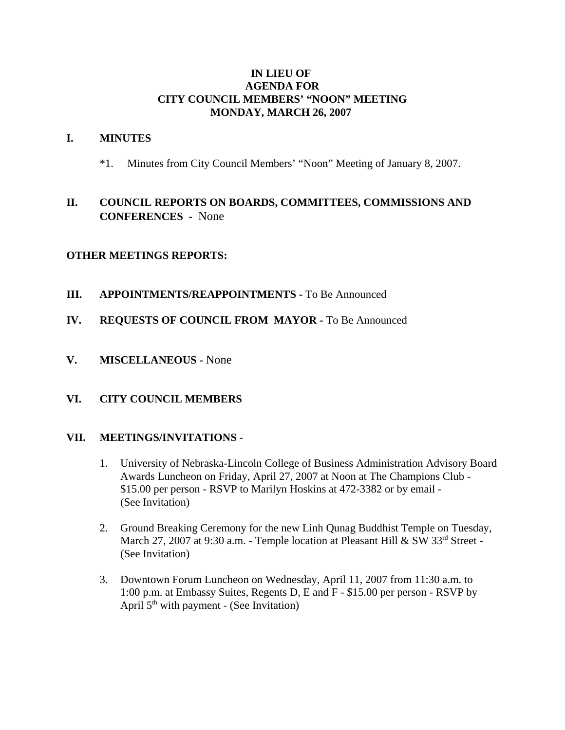# IN LIEU OF
# AGENDA FOR
# CITY COUNCIL MEMBERS' "NOON" MEETING
# MONDAY, MARCH 26, 2007

## I. MINUTES

*1. Minutes from City Council Members' "Noon" Meeting of January 8, 2007.

## II. COUNCIL REPORTS ON BOARDS, COMMITTEES, COMMISSIONS AND CONFERENCES - None

## OTHER MEETINGS REPORTS:

## III. APPOINTMENTS/REAPPOINTMENTS - To Be Announced

## IV. REQUESTS OF COUNCIL FROM MAYOR - To Be Announced

## V. MISCELLANEOUS - None

## VI. CITY COUNCIL MEMBERS

## VII. MEETINGS/INVITATIONS -

1. University of Nebraska-Lincoln College of Business Administration Advisory Board Awards Luncheon on Friday, April 27, 2007 at Noon at The Champions Club - $15.00 per person - RSVP to Marilyn Hoskins at 472-3382 or by email - (See Invitation)

2. Ground Breaking Ceremony for the new Linh Qunag Buddhist Temple on Tuesday, March 27, 2007 at 9:30 a.m. - Temple location at Pleasant Hill & SW 33rd Street - (See Invitation)

3. Downtown Forum Luncheon on Wednesday, April 11, 2007 from 11:30 a.m. to 1:00 p.m. at Embassy Suites, Regents D, E and F - $15.00 per person - RSVP by April 5th with payment - (See Invitation)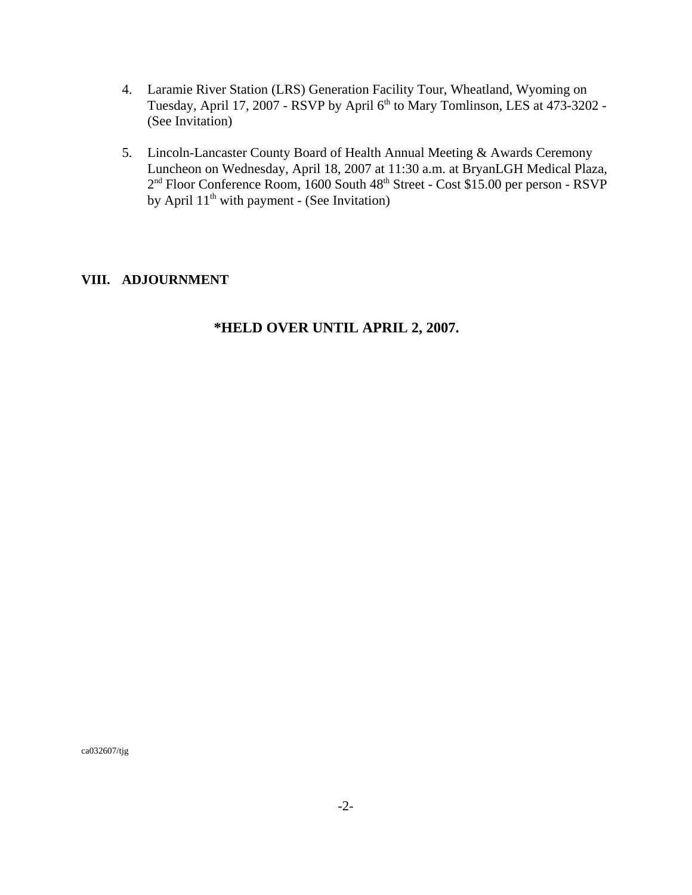4. Laramie River Station (LRS) Generation Facility Tour, Wheatland, Wyoming on Tuesday, April 17, 2007 - RSVP by April 6th to Mary Tomlinson, LES at 473-3202 - (See Invitation)

5. Lincoln-Lancaster County Board of Health Annual Meeting & Awards Ceremony Luncheon on Wednesday, April 18, 2007 at 11:30 a.m. at BryanLGH Medical Plaza, 2nd Floor Conference Room, 1600 South 48th Street - Cost $15.00 per person - RSVP by April 11th with payment - (See Invitation)

**VIII. ADJOURNMENT**

**\*HELD OVER UNTIL APRIL 2, 2007.**

ca032607/tjg